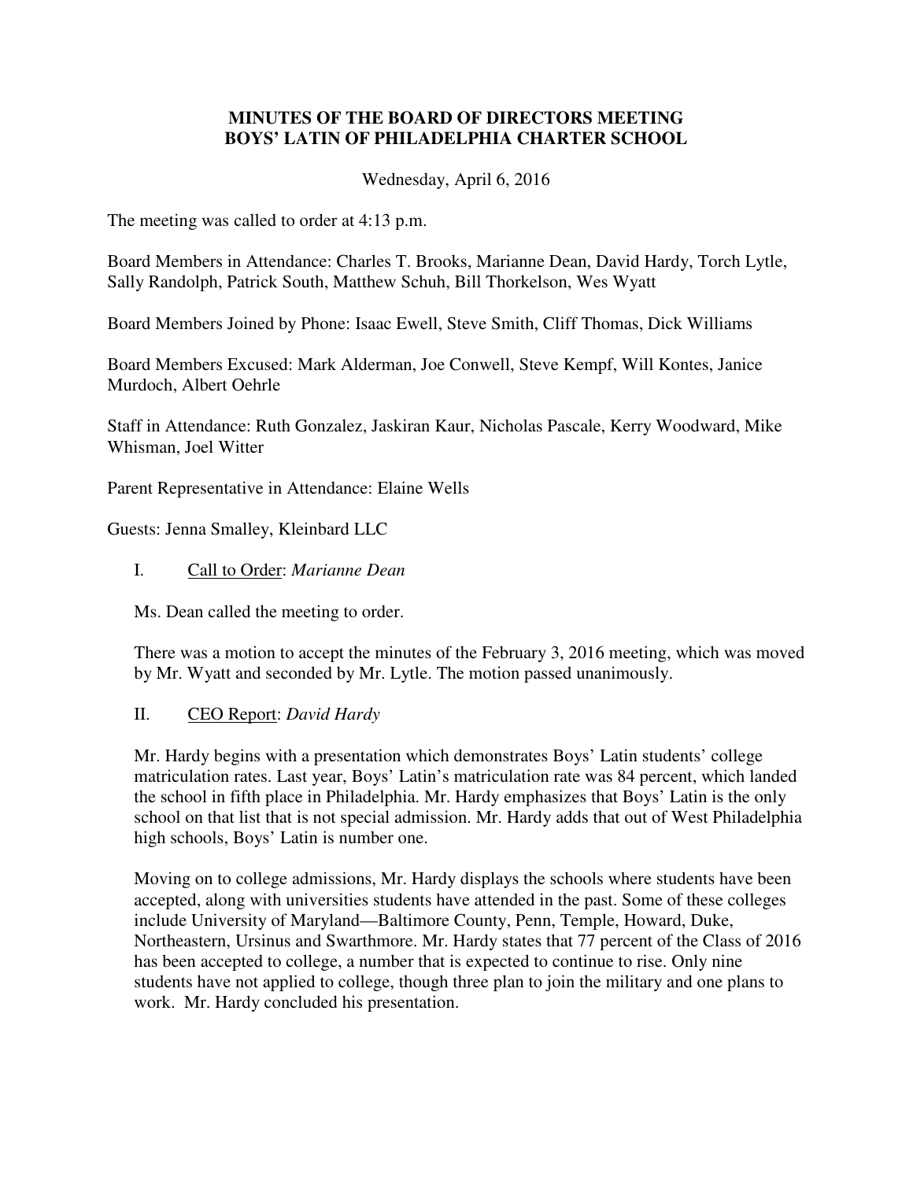# MINUTES OF THE BOARD OF DIRECTORS MEETING
# BOYS' LATIN OF PHILADELPHIA CHARTER SCHOOL

Wednesday, April 6, 2016

The meeting was called to order at 4:13 p.m.

Board Members in Attendance: Charles T. Brooks, Marianne Dean, David Hardy, Torch Lytle, Sally Randolph, Patrick South, Matthew Schuh, Bill Thorkelson, Wes Wyatt

Board Members Joined by Phone: Isaac Ewell, Steve Smith, Cliff Thomas, Dick Williams

Board Members Excused: Mark Alderman, Joe Conwell, Steve Kempf, Will Kontes, Janice Murdoch, Albert Oehrle

Staff in Attendance: Ruth Gonzalez, Jaskiran Kaur, Nicholas Pascale, Kerry Woodward, Mike Whisman, Joel Witter

Parent Representative in Attendance: Elaine Wells

Guests: Jenna Smalley, Kleinbard LLC

I. Call to Order: *Marianne Dean*

Ms. Dean called the meeting to order.

There was a motion to accept the minutes of the February 3, 2016 meeting, which was moved by Mr. Wyatt and seconded by Mr. Lytle. The motion passed unanimously.

II. CEO Report: *David Hardy*

Mr. Hardy begins with a presentation which demonstrates Boys' Latin students' college matriculation rates. Last year, Boys' Latin's matriculation rate was 84 percent, which landed the school in fifth place in Philadelphia. Mr. Hardy emphasizes that Boys' Latin is the only school on that list that is not special admission. Mr. Hardy adds that out of West Philadelphia high schools, Boys' Latin is number one.

Moving on to college admissions, Mr. Hardy displays the schools where students have been accepted, along with universities students have attended in the past. Some of these colleges include University of Maryland—Baltimore County, Penn, Temple, Howard, Duke, Northeastern, Ursinus and Swarthmore. Mr. Hardy states that 77 percent of the Class of 2016 has been accepted to college, a number that is expected to continue to rise. Only nine students have not applied to college, though three plan to join the military and one plans to work. Mr. Hardy concluded his presentation.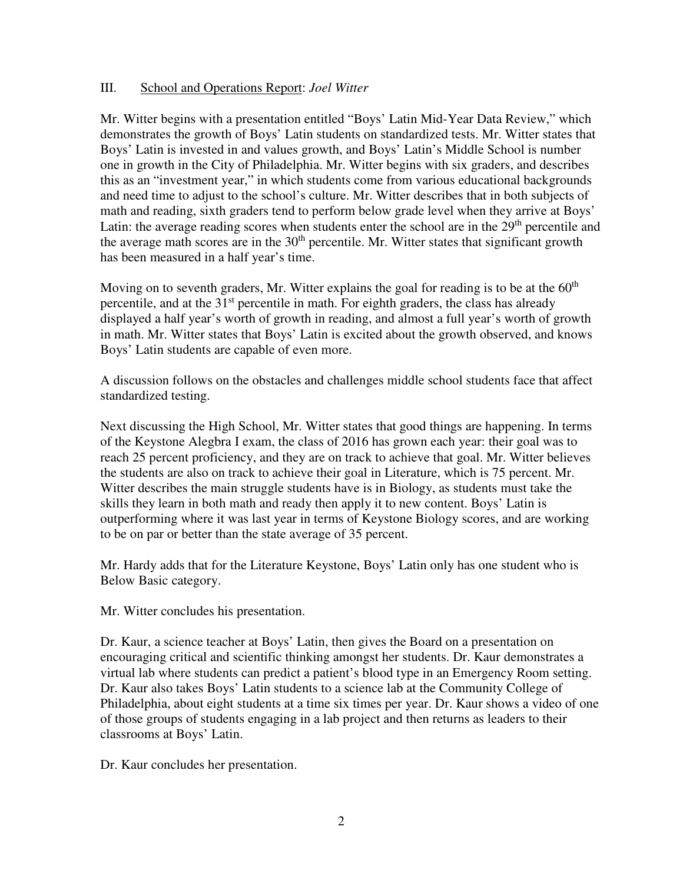III. School and Operations Report: *Joel Witter*

Mr. Witter begins with a presentation entitled "Boys' Latin Mid-Year Data Review," which demonstrates the growth of Boys' Latin students on standardized tests. Mr. Witter states that Boys' Latin is invested in and values growth, and Boys' Latin's Middle School is number one in growth in the City of Philadelphia. Mr. Witter begins with six graders, and describes this as an "investment year," in which students come from various educational backgrounds and need time to adjust to the school's culture. Mr. Witter describes that in both subjects of math and reading, sixth graders tend to perform below grade level when they arrive at Boys' Latin: the average reading scores when students enter the school are in the 29th percentile and the average math scores are in the 30th percentile. Mr. Witter states that significant growth has been measured in a half year's time.

Moving on to seventh graders, Mr. Witter explains the goal for reading is to be at the 60th percentile, and at the 31st percentile in math. For eighth graders, the class has already displayed a half year's worth of growth in reading, and almost a full year's worth of growth in math. Mr. Witter states that Boys' Latin is excited about the growth observed, and knows Boys' Latin students are capable of even more.

A discussion follows on the obstacles and challenges middle school students face that affect standardized testing.

Next discussing the High School, Mr. Witter states that good things are happening. In terms of the Keystone Alegbra I exam, the class of 2016 has grown each year: their goal was to reach 25 percent proficiency, and they are on track to achieve that goal. Mr. Witter believes the students are also on track to achieve their goal in Literature, which is 75 percent. Mr. Witter describes the main struggle students have is in Biology, as students must take the skills they learn in both math and ready then apply it to new content. Boys' Latin is outperforming where it was last year in terms of Keystone Biology scores, and are working to be on par or better than the state average of 35 percent.

Mr. Hardy adds that for the Literature Keystone, Boys' Latin only has one student who is Below Basic category.

Mr. Witter concludes his presentation.

Dr. Kaur, a science teacher at Boys' Latin, then gives the Board on a presentation on encouraging critical and scientific thinking amongst her students. Dr. Kaur demonstrates a virtual lab where students can predict a patient's blood type in an Emergency Room setting. Dr. Kaur also takes Boys' Latin students to a science lab at the Community College of Philadelphia, about eight students at a time six times per year. Dr. Kaur shows a video of one of those groups of students engaging in a lab project and then returns as leaders to their classrooms at Boys' Latin.

Dr. Kaur concludes her presentation.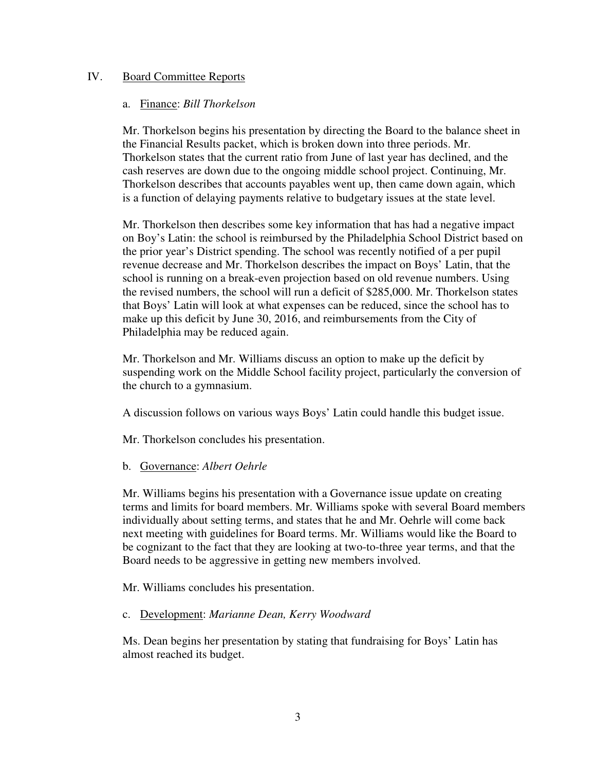## IV. Board Committee Reports

### a. Finance: *Bill Thorkelson*

Mr. Thorkelson begins his presentation by directing the Board to the balance sheet in the Financial Results packet, which is broken down into three periods. Mr. Thorkelson states that the current ratio from June of last year has declined, and the cash reserves are down due to the ongoing middle school project. Continuing, Mr. Thorkelson describes that accounts payables went up, then came down again, which is a function of delaying payments relative to budgetary issues at the state level.

Mr. Thorkelson then describes some key information that has had a negative impact on Boy's Latin: the school is reimbursed by the Philadelphia School District based on the prior year's District spending. The school was recently notified of a per pupil revenue decrease and Mr. Thorkelson describes the impact on Boys' Latin, that the school is running on a break-even projection based on old revenue numbers. Using the revised numbers, the school will run a deficit of $285,000. Mr. Thorkelson states that Boys' Latin will look at what expenses can be reduced, since the school has to make up this deficit by June 30, 2016, and reimbursements from the City of Philadelphia may be reduced again.

Mr. Thorkelson and Mr. Williams discuss an option to make up the deficit by suspending work on the Middle School facility project, particularly the conversion of the church to a gymnasium.

A discussion follows on various ways Boys' Latin could handle this budget issue.

Mr. Thorkelson concludes his presentation.

### b. Governance: *Albert Oehrle*

Mr. Williams begins his presentation with a Governance issue update on creating terms and limits for board members. Mr. Williams spoke with several Board members individually about setting terms, and states that he and Mr. Oehrle will come back next meeting with guidelines for Board terms. Mr. Williams would like the Board to be cognizant to the fact that they are looking at two-to-three year terms, and that the Board needs to be aggressive in getting new members involved.

Mr. Williams concludes his presentation.

### c. Development: *Marianne Dean, Kerry Woodward*

Ms. Dean begins her presentation by stating that fundraising for Boys' Latin has almost reached its budget.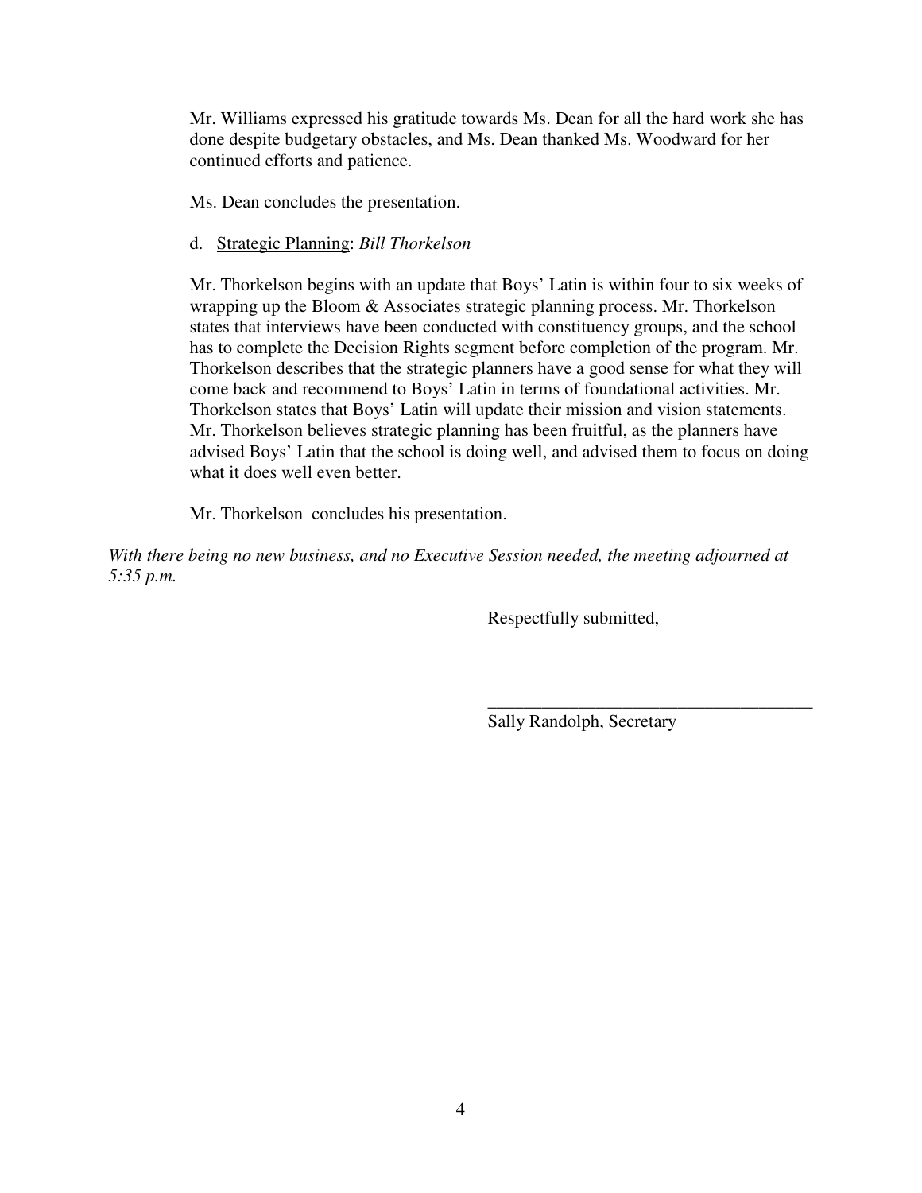Mr. Williams expressed his gratitude towards Ms. Dean for all the hard work she has done despite budgetary obstacles, and Ms. Dean thanked Ms. Woodward for her continued efforts and patience.

Ms. Dean concludes the presentation.

d. Strategic Planning: *Bill Thorkelson*

Mr. Thorkelson begins with an update that Boys' Latin is within four to six weeks of wrapping up the Bloom & Associates strategic planning process. Mr. Thorkelson states that interviews have been conducted with constituency groups, and the school has to complete the Decision Rights segment before completion of the program. Mr. Thorkelson describes that the strategic planners have a good sense for what they will come back and recommend to Boys' Latin in terms of foundational activities. Mr. Thorkelson states that Boys' Latin will update their mission and vision statements. Mr. Thorkelson believes strategic planning has been fruitful, as the planners have advised Boys' Latin that the school is doing well, and advised them to focus on doing what it does well even better.

Mr. Thorkelson concludes his presentation.

*With there being no new business, and no Executive Session needed, the meeting adjourned at 5:35 p.m.*

Respectfully submitted,

______________________________________

Sally Randolph, Secretary